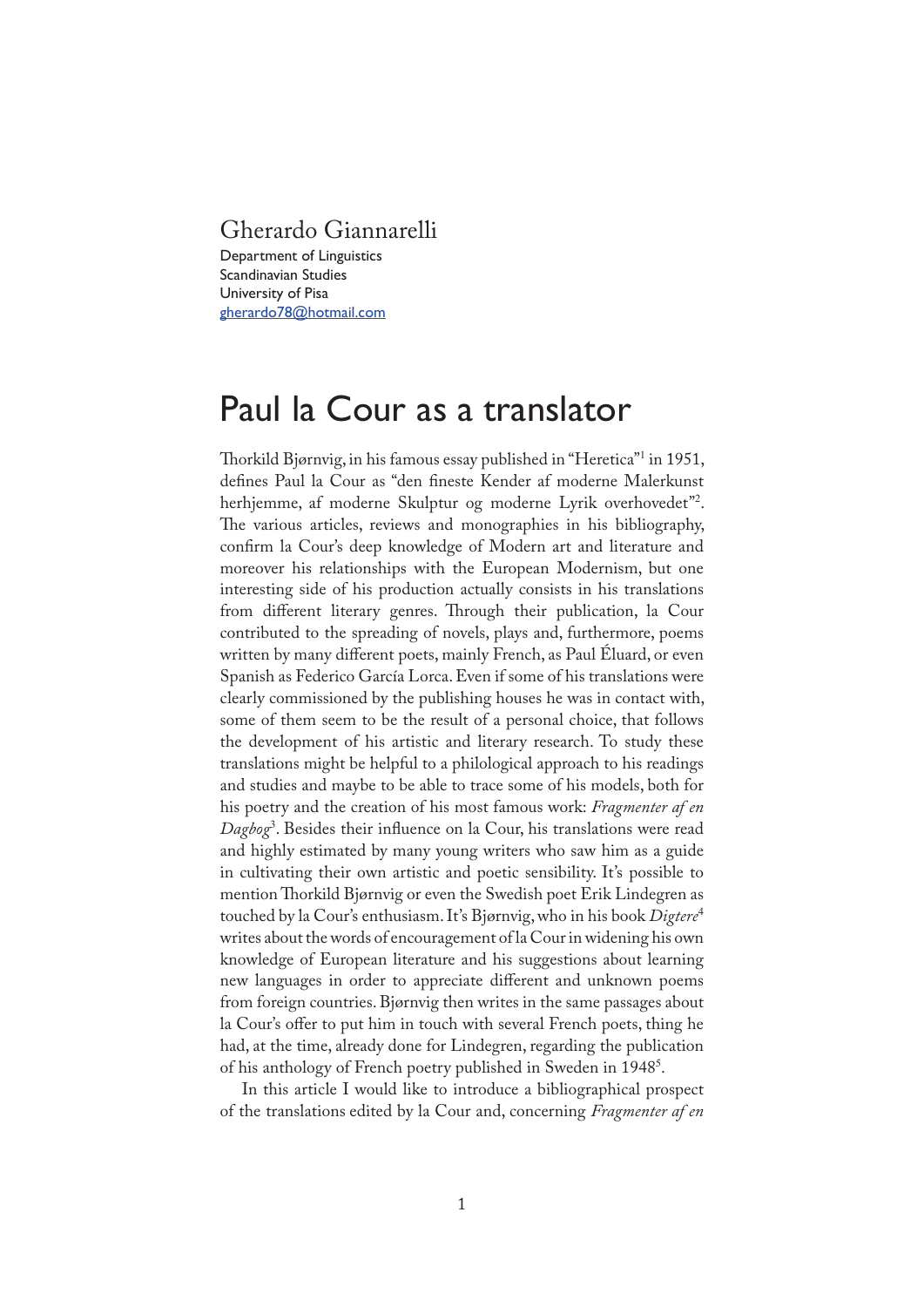Gherardo Giannarelli

Department of Linguistics
Scandinavian Studies
University of Pisa
gherardo78@hotmail.com

# Paul la Cour as a translator

Thorkild Bjørnvig, in his famous essay published in "Heretica"[1] in 1951, defines Paul la Cour as "den fineste Kender af moderne Malerkunst herhjemme, af moderne Skulptur og moderne Lyrik overhovedet"[2]. The various articles, reviews and monographies in his bibliography, confirm la Cour's deep knowledge of Modern art and literature and moreover his relationships with the European Modernism, but one interesting side of his production actually consists in his translations from different literary genres. Through their publication, la Cour contributed to the spreading of novels, plays and, furthermore, poems written by many different poets, mainly French, as Paul Éluard, or even Spanish as Federico García Lorca. Even if some of his translations were clearly commissioned by the publishing houses he was in contact with, some of them seem to be the result of a personal choice, that follows the development of his artistic and literary research. To study these translations might be helpful to a philological approach to his readings and studies and maybe to be able to trace some of his models, both for his poetry and the creation of his most famous work: *Fragmenter af en Dagbog*[3]. Besides their influence on la Cour, his translations were read and highly estimated by many young writers who saw him as a guide in cultivating their own artistic and poetic sensibility. It's possible to mention Thorkild Bjørnvig or even the Swedish poet Erik Lindegren as touched by la Cour's enthusiasm. It's Bjørnvig, who in his book *Digtere*[4] writes about the words of encouragement of la Cour in widening his own knowledge of European literature and his suggestions about learning new languages in order to appreciate different and unknown poems from foreign countries. Bjørnvig then writes in the same passages about la Cour's offer to put him in touch with several French poets, thing he had, at the time, already done for Lindegren, regarding the publication of his anthology of French poetry published in Sweden in 1948[5].

In this article I would like to introduce a bibliographical prospect of the translations edited by la Cour and, concerning *Fragmenter af en*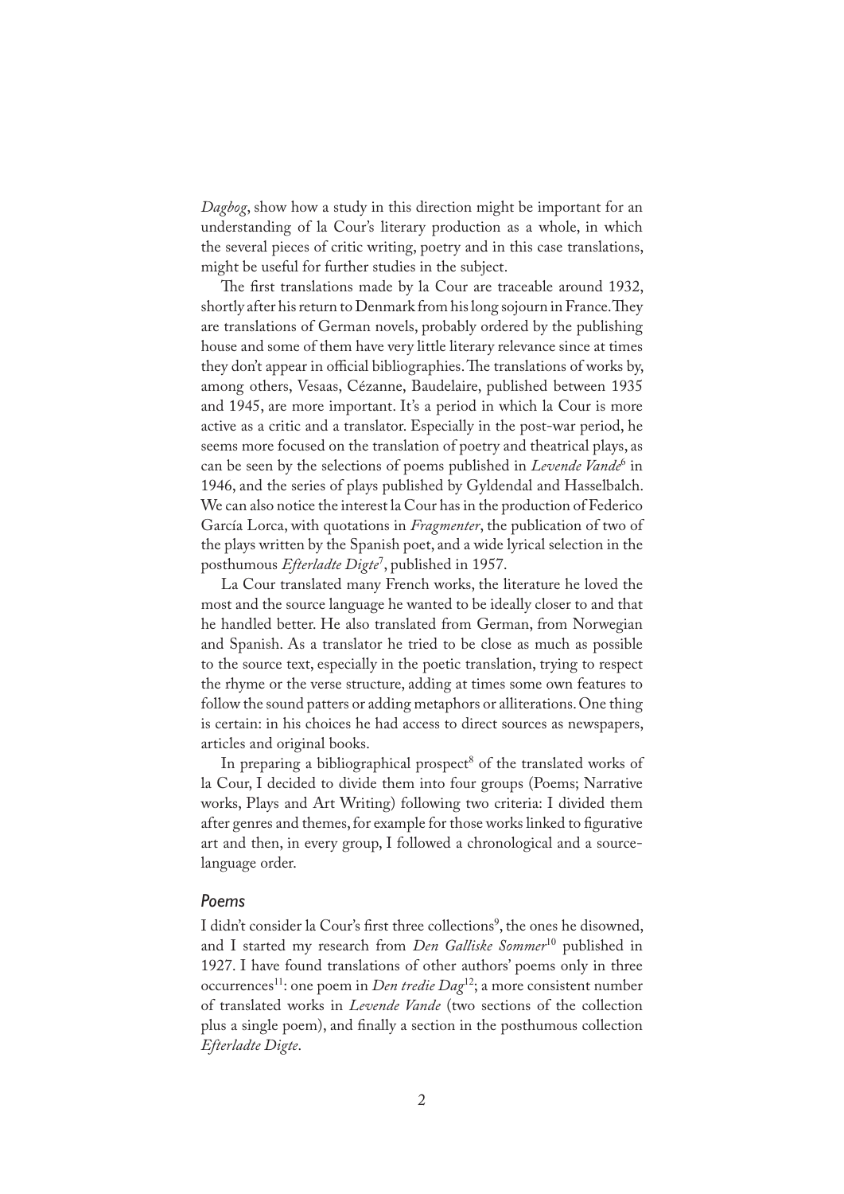*Dagbog*, show how a study in this direction might be important for an understanding of la Cour's literary production as a whole, in which the several pieces of critic writing, poetry and in this case translations, might be useful for further studies in the subject.

The first translations made by la Cour are traceable around 1932, shortly after his return to Denmark from his long sojourn in France. They are translations of German novels, probably ordered by the publishing house and some of them have very little literary relevance since at times they don't appear in official bibliographies. The translations of works by, among others, Vesaas, Cézanne, Baudelaire, published between 1935 and 1945, are more important. It's a period in which la Cour is more active as a critic and a translator. Especially in the post-war period, he seems more focused on the translation of poetry and theatrical plays, as can be seen by the selections of poems published in *Levende Vande*[6] in 1946, and the series of plays published by Gyldendal and Hasselbalch. We can also notice the interest la Cour has in the production of Federico García Lorca, with quotations in *Fragmenter*, the publication of two of the plays written by the Spanish poet, and a wide lyrical selection in the posthumous *Efterladte Digte*[7], published in 1957.

La Cour translated many French works, the literature he loved the most and the source language he wanted to be ideally closer to and that he handled better. He also translated from German, from Norwegian and Spanish. As a translator he tried to be close as much as possible to the source text, especially in the poetic translation, trying to respect the rhyme or the verse structure, adding at times some own features to follow the sound patters or adding metaphors or alliterations. One thing is certain: in his choices he had access to direct sources as newspapers, articles and original books.

In preparing a bibliographical prospect[8] of the translated works of la Cour, I decided to divide them into four groups (Poems; Narrative works, Plays and Art Writing) following two criteria: I divided them after genres and themes, for example for those works linked to figurative art and then, in every group, I followed a chronological and a source-language order.

## *Poems*

I didn't consider la Cour's first three collections[9], the ones he disowned, and I started my research from *Den Galliske Sommer*[10] published in 1927. I have found translations of other authors' poems only in three occurrences[11]: one poem in *Den tredie Dag*[12]; a more consistent number of translated works in *Levende Vande* (two sections of the collection plus a single poem), and finally a section in the posthumous collection *Efterladte Digte*.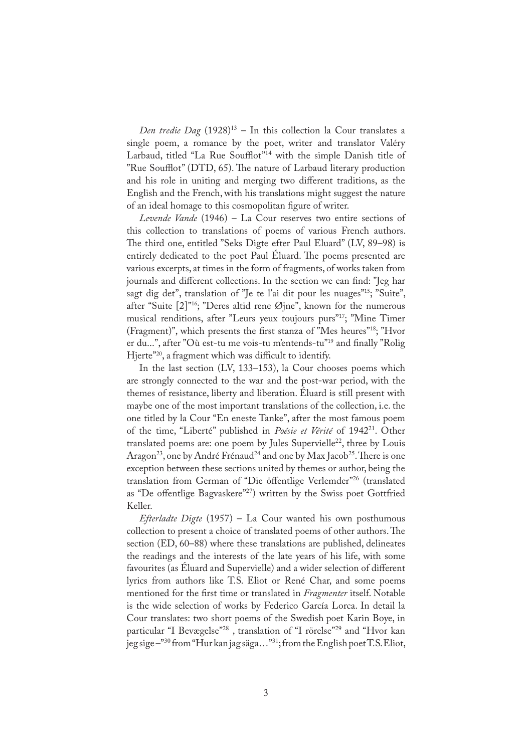*Den tredie Dag* (1928)[13] – In this collection la Cour translates a single poem, a romance by the poet, writer and translator Valéry Larbaud, titled "La Rue Soufflot"[14] with the simple Danish title of "Rue Soufflot" (DTD, 65). The nature of Larbaud literary production and his role in uniting and merging two different traditions, as the English and the French, with his translations might suggest the nature of an ideal homage to this cosmopolitan figure of writer.

*Levende Vande* (1946) – La Cour reserves two entire sections of this collection to translations of poems of various French authors. The third one, entitled "Seks Digte efter Paul Eluard" (LV, 89–98) is entirely dedicated to the poet Paul Éluard. The poems presented are various excerpts, at times in the form of fragments, of works taken from journals and different collections. In the section we can find: "Jeg har sagt dig det", translation of "Je te l'ai dit pour les nuages"[15]; "Suite", after "Suite [2]"[16]; "Deres altid rene Øjne", known for the numerous musical renditions, after "Leurs yeux toujours purs"[17]; "Mine Timer (Fragment)", which presents the first stanza of "Mes heures"[18]; "Hvor er du...", after "Où est-tu me vois-tu m'entends-tu"[19] and finally "Rolig Hjerte"[20], a fragment which was difficult to identify.

In the last section (LV, 133–153), la Cour chooses poems which are strongly connected to the war and the post-war period, with the themes of resistance, liberty and liberation. Éluard is still present with maybe one of the most important translations of the collection, i.e. the one titled by la Cour "En eneste Tanke", after the most famous poem of the time, "Liberté" published in *Poésie et Vérité* of 1942[21]. Other translated poems are: one poem by Jules Supervielle[22], three by Louis Aragon[23], one by André Frénaud[24] and one by Max Jacob[25]. There is one exception between these sections united by themes or author, being the translation from German of "Die öffentlige Verlemder"[26] (translated as "De offentlige Bagvaskere"[27]) written by the Swiss poet Gottfried Keller.

*Efterladte Digte* (1957) – La Cour wanted his own posthumous collection to present a choice of translated poems of other authors. The section (ED, 60–88) where these translations are published, delineates the readings and the interests of the late years of his life, with some favourites (as Éluard and Supervielle) and a wider selection of different lyrics from authors like T.S. Eliot or René Char, and some poems mentioned for the first time or translated in *Fragmenter* itself. Notable is the wide selection of works by Federico García Lorca. In detail la Cour translates: two short poems of the Swedish poet Karin Boye, in particular "I Bevægelse"[28] , translation of "I rörelse"[29] and "Hvor kan jeg sige –"[30] from "Hur kan jag säga…"[31]; from the English poet T.S. Eliot,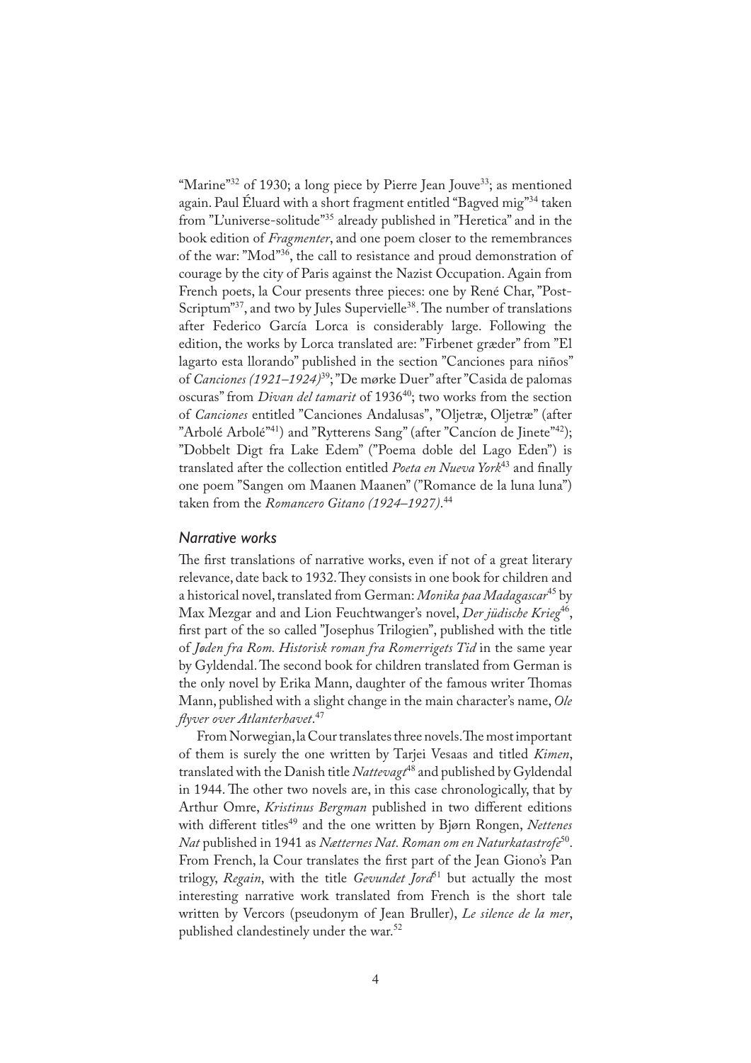"Marine"[32] of 1930; a long piece by Pierre Jean Jouve[33]; as mentioned again. Paul Éluard with a short fragment entitled "Bagved mig"[34] taken from "L'universe-solitude"[35] already published in "Heretica" and in the book edition of *Fragmenter*, and one poem closer to the remembrances of the war: "Mod"[36], the call to resistance and proud demonstration of courage by the city of Paris against the Nazist Occupation. Again from French poets, la Cour presents three pieces: one by René Char, "Post-Scriptum"[37], and two by Jules Supervielle[38]. The number of translations after Federico García Lorca is considerably large. Following the edition, the works by Lorca translated are: "Firbenet græder" from "El lagarto esta llorando" published in the section "Canciones para niños" of *Canciones (1921–1924)*[39]; "De mørke Duer" after "Casida de palomas oscuras" from *Divan del tamarit* of 1936[40]; two works from the section of *Canciones* entitled "Canciones Andalusas", "Oljetræ, Oljetræ" (after "Arbolé Arbolé"[41]) and "Rytterens Sang" (after "Cancíon de Jinete"[42]); "Dobbelt Digt fra Lake Edem" ("Poema doble del Lago Eden") is translated after the collection entitled *Poeta en Nueva York*[43] and finally one poem "Sangen om Maanen Maanen" ("Romance de la luna luna") taken from the *Romancero Gitano (1924–1927)*.[44]

### Narrative works

The first translations of narrative works, even if not of a great literary relevance, date back to 1932. They consists in one book for children and a historical novel, translated from German: *Monika paa Madagascar*[45] by Max Mezgar and and Lion Feuchtwanger's novel, *Der jüdische Krieg*[46], first part of the so called "Josephus Trilogien", published with the title of *Jøden fra Rom. Historisk roman fra Romerrigets Tid* in the same year by Gyldendal. The second book for children translated from German is the only novel by Erika Mann, daughter of the famous writer Thomas Mann, published with a slight change in the main character's name, *Ole flyver over Atlanterhavet*.[47]

From Norwegian, la Cour translates three novels. The most important of them is surely the one written by Tarjei Vesaas and titled *Kimen*, translated with the Danish title *Nattevagt*[48] and published by Gyldendal in 1944. The other two novels are, in this case chronologically, that by Arthur Omre, *Kristinus Bergman* published in two different editions with different titles[49] and the one written by Bjørn Rongen, *Nettenes Nat* published in 1941 as *Nætternes Nat. Roman om en Naturkatastrofe*[50]. From French, la Cour translates the first part of the Jean Giono's Pan trilogy, *Regain*, with the title *Gevundet Jord*[51] but actually the most interesting narrative work translated from French is the short tale written by Vercors (pseudonym of Jean Bruller), *Le silence de la mer*, published clandestinely under the war.[52]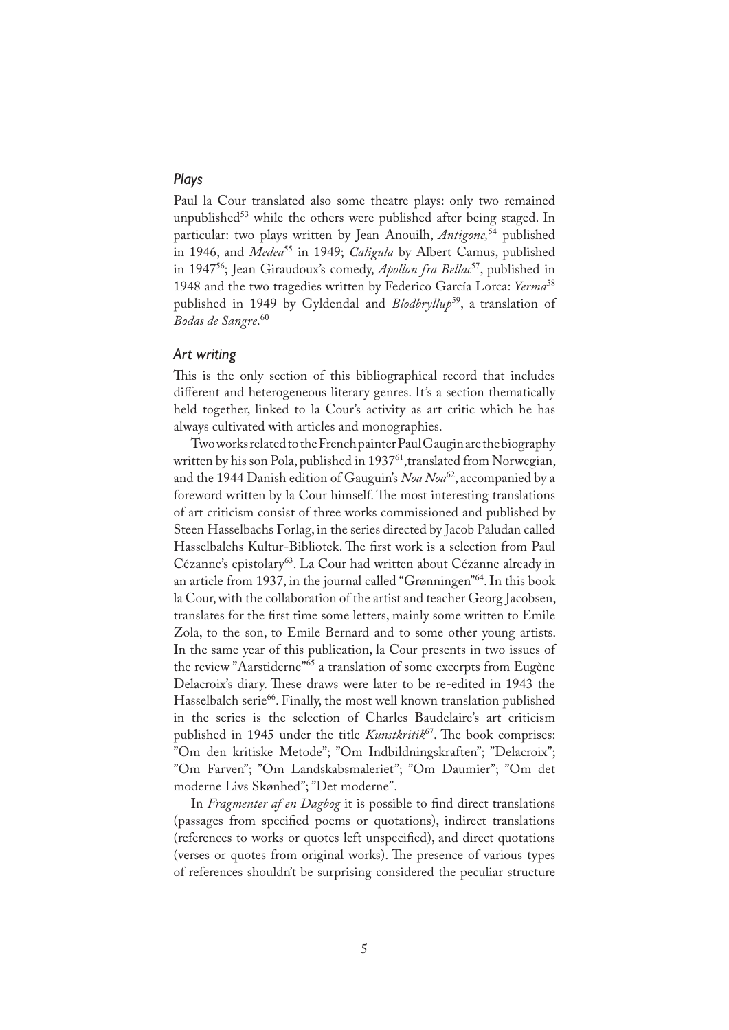### *Plays*

Paul la Cour translated also some theatre plays: only two remained unpublished[53] while the others were published after being staged. In particular: two plays written by Jean Anouilh, *Antigone,*[54] published in 1946, and *Medea*[55] in 1949; *Caligula* by Albert Camus, published in 1947[56]; Jean Giraudoux's comedy, *Apollon fra Bellac*[57], published in 1948 and the two tragedies written by Federico García Lorca: *Yerma*[58] published in 1949 by Gyldendal and *Blodbryllup*[59], a translation of *Bodas de Sangre*.[60]

### *Art writing*

This is the only section of this bibliographical record that includes different and heterogeneous literary genres. It's a section thematically held together, linked to la Cour's activity as art critic which he has always cultivated with articles and monographies.

Two works related to the French painter Paul Gaugin are the biography written by his son Pola, published in 1937[61],translated from Norwegian, and the 1944 Danish edition of Gauguin's *Noa Noa*[62], accompanied by a foreword written by la Cour himself. The most interesting translations of art criticism consist of three works commissioned and published by Steen Hasselbachs Forlag, in the series directed by Jacob Paludan called Hasselbalchs Kultur-Bibliotek. The first work is a selection from Paul Cézanne's epistolary[63]. La Cour had written about Cézanne already in an article from 1937, in the journal called "Grønningen"[64]. In this book la Cour, with the collaboration of the artist and teacher Georg Jacobsen, translates for the first time some letters, mainly some written to Emile Zola, to the son, to Emile Bernard and to some other young artists. In the same year of this publication, la Cour presents in two issues of the review "Aarstiderne"[65] a translation of some excerpts from Eugène Delacroix's diary. These draws were later to be re-edited in 1943 the Hasselbalch serie[66]. Finally, the most well known translation published in the series is the selection of Charles Baudelaire's art criticism published in 1945 under the title *Kunstkritik*[67]. The book comprises: "Om den kritiske Metode"; "Om Indbildningskraften"; "Delacroix"; "Om Farven"; "Om Landskabsmaleriet"; "Om Daumier"; "Om det moderne Livs Skønhed"; "Det moderne".

In *Fragmenter af en Dagbog* it is possible to find direct translations (passages from specified poems or quotations), indirect translations (references to works or quotes left unspecified), and direct quotations (verses or quotes from original works). The presence of various types of references shouldn't be surprising considered the peculiar structure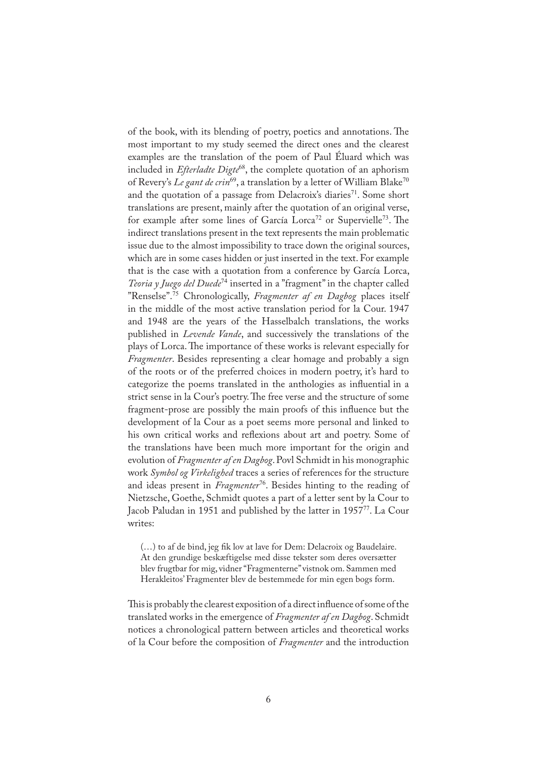of the book, with its blending of poetry, poetics and annotations. The most important to my study seemed the direct ones and the clearest examples are the translation of the poem of Paul Éluard which was included in *Efterladte Digte*[68], the complete quotation of an aphorism of Revery's *Le gant de crin*[69], a translation by a letter of William Blake[70] and the quotation of a passage from Delacroix's diaries[71]. Some short translations are present, mainly after the quotation of an original verse, for example after some lines of García Lorca[72] or Supervielle[73]. The indirect translations present in the text represents the main problematic issue due to the almost impossibility to trace down the original sources, which are in some cases hidden or just inserted in the text. For example that is the case with a quotation from a conference by García Lorca, *Teoria y Juego del Duede*[74] inserted in a "fragment" in the chapter called "Renselse".[75] Chronologically, *Fragmenter af en Dagbog* places itself in the middle of the most active translation period for la Cour. 1947 and 1948 are the years of the Hasselbalch translations, the works published in *Levende Vande*, and successively the translations of the plays of Lorca. The importance of these works is relevant especially for *Fragmenter*. Besides representing a clear homage and probably a sign of the roots or of the preferred choices in modern poetry, it's hard to categorize the poems translated in the anthologies as influential in a strict sense in la Cour's poetry. The free verse and the structure of some fragment-prose are possibly the main proofs of this influence but the development of la Cour as a poet seems more personal and linked to his own critical works and reflexions about art and poetry. Some of the translations have been much more important for the origin and evolution of *Fragmenter af en Dagbog*. Povl Schmidt in his monographic work *Symbol og Virkelighed* traces a series of references for the structure and ideas present in *Fragmenter*[76]. Besides hinting to the reading of Nietzsche, Goethe, Schmidt quotes a part of a letter sent by la Cour to Jacob Paludan in 1951 and published by the latter in 1957[77]. La Cour writes:

> (…) to af de bind, jeg fik lov at lave for Dem: Delacroix og Baudelaire. At den grundige beskæftigelse med disse tekster som deres oversætter blev frugtbar for mig, vidner "Fragmenterne" vistnok om. Sammen med Herakleitos' Fragmenter blev de bestemmede for min egen bogs form.

This is probably the clearest exposition of a direct influence of some of the translated works in the emergence of *Fragmenter af en Dagbog*. Schmidt notices a chronological pattern between articles and theoretical works of la Cour before the composition of *Fragmenter* and the introduction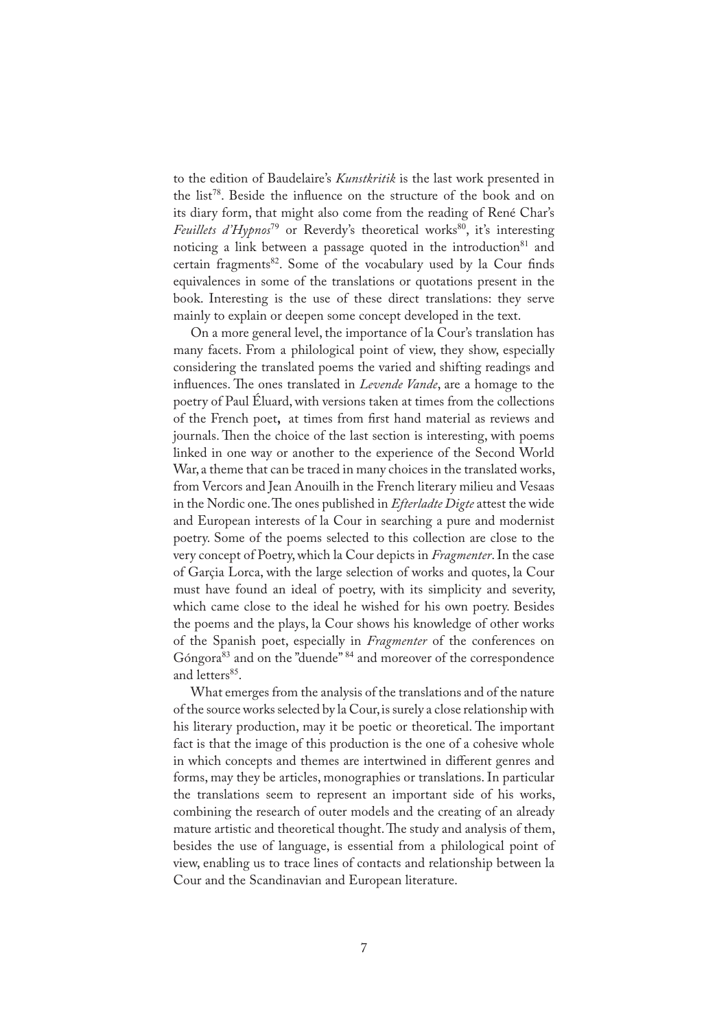to the edition of Baudelaire's *Kunstkritik* is the last work presented in the list[78]. Beside the influence on the structure of the book and on its diary form, that might also come from the reading of René Char's *Feuillets d'Hypnos*[79] or Reverdy's theoretical works[80], it's interesting noticing a link between a passage quoted in the introduction[81] and certain fragments[82]. Some of the vocabulary used by la Cour finds equivalences in some of the translations or quotations present in the book. Interesting is the use of these direct translations: they serve mainly to explain or deepen some concept developed in the text.

On a more general level, the importance of la Cour's translation has many facets. From a philological point of view, they show, especially considering the translated poems the varied and shifting readings and influences. The ones translated in *Levende Vande*, are a homage to the poetry of Paul Éluard, with versions taken at times from the collections of the French poet, at times from first hand material as reviews and journals. Then the choice of the last section is interesting, with poems linked in one way or another to the experience of the Second World War, a theme that can be traced in many choices in the translated works, from Vercors and Jean Anouilh in the French literary milieu and Vesaas in the Nordic one. The ones published in *Efterladte Digte* attest the wide and European interests of la Cour in searching a pure and modernist poetry. Some of the poems selected to this collection are close to the very concept of Poetry, which la Cour depicts in *Fragmenter*. In the case of Garçia Lorca, with the large selection of works and quotes, la Cour must have found an ideal of poetry, with its simplicity and severity, which came close to the ideal he wished for his own poetry. Besides the poems and the plays, la Cour shows his knowledge of other works of the Spanish poet, especially in *Fragmenter* of the conferences on Góngora[83] and on the "duende"[84] and moreover of the correspondence and letters[85].

What emerges from the analysis of the translations and of the nature of the source works selected by la Cour, is surely a close relationship with his literary production, may it be poetic or theoretical. The important fact is that the image of this production is the one of a cohesive whole in which concepts and themes are intertwined in different genres and forms, may they be articles, monographies or translations. In particular the translations seem to represent an important side of his works, combining the research of outer models and the creating of an already mature artistic and theoretical thought. The study and analysis of them, besides the use of language, is essential from a philological point of view, enabling us to trace lines of contacts and relationship between la Cour and the Scandinavian and European literature.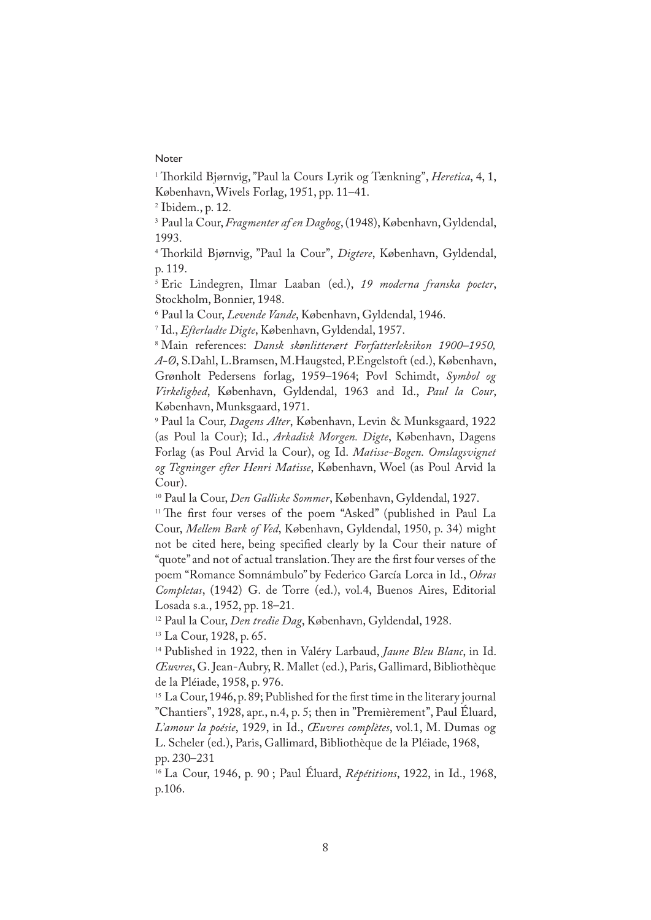Noter

[1] Thorkild Bjørnvig, ”Paul la Cours Lyrik og Tænkning”, *Heretica*, 4, 1, København, Wivels Forlag, 1951, pp. 11–41.

[2] Ibidem., p. 12.

[3] Paul la Cour, *Fragmenter af en Dagbog*, (1948), København, Gyldendal, 1993.

[4] Thorkild Bjørnvig, ”Paul la Cour”, *Digtere*, København, Gyldendal, p. 119.

[5] Eric Lindegren, Ilmar Laaban (ed.), *19 moderna franska poeter*, Stockholm, Bonnier, 1948.

[6] Paul la Cour, *Levende Vande*, København, Gyldendal, 1946.

[7] Id., *Efterladte Digte*, København, Gyldendal, 1957.

[8] Main references: *Dansk skønlitterært Forfatterleksikon 1900–1950, A-Ø*, S.Dahl, L.Bramsen, M.Haugsted, P.Engelstoft (ed.), København, Grønholt Pedersens forlag, 1959–1964; Povl Schimdt, *Symbol og Virkelighed*, København, Gyldendal, 1963 and Id., *Paul la Cour*, København, Munksgaard, 1971.

[9] Paul la Cour, *Dagens Alter*, København, Levin & Munksgaard, 1922 (as Poul la Cour); Id., *Arkadisk Morgen. Digte*, København, Dagens Forlag (as Poul Arvid la Cour), og Id. *Matisse-Bogen. Omslagsvignet og Tegninger efter Henri Matisse*, København, Woel (as Poul Arvid la Cour).

[10] Paul la Cour, *Den Galliske Sommer*, København, Gyldendal, 1927.

[11] The first four verses of the poem “Asked” (published in Paul La Cour, *Mellem Bark of Ved*, København, Gyldendal, 1950, p. 34) might not be cited here, being specified clearly by la Cour their nature of “quote” and not of actual translation. They are the first four verses of the poem “Romance Somnámbulo” by Federico García Lorca in Id., *Obras Completas*, (1942) G. de Torre (ed.), vol.4, Buenos Aires, Editorial Losada s.a., 1952, pp. 18–21.

[12] Paul la Cour, *Den tredie Dag*, København, Gyldendal, 1928.

[13] La Cour, 1928, p. 65.

[14] Published in 1922, then in Valéry Larbaud, *Jaune Bleu Blanc*, in Id. *Œuvres*, G. Jean-Aubry, R. Mallet (ed.), Paris, Gallimard, Bibliothèque de la Pléiade, 1958, p. 976.

[15] La Cour, 1946, p. 89; Published for the first time in the literary journal ”Chantiers”, 1928, apr., n.4, p. 5; then in ”Premièrement”, Paul Éluard, *L’amour la poésie*, 1929, in Id., *Œuvres complètes*, vol.1, M. Dumas og L. Scheler (ed.), Paris, Gallimard, Bibliothèque de la Pléiade, 1968, pp. 230–231

[16] La Cour, 1946, p. 90 ; Paul Éluard, *Répétitions*, 1922, in Id., 1968, p.106.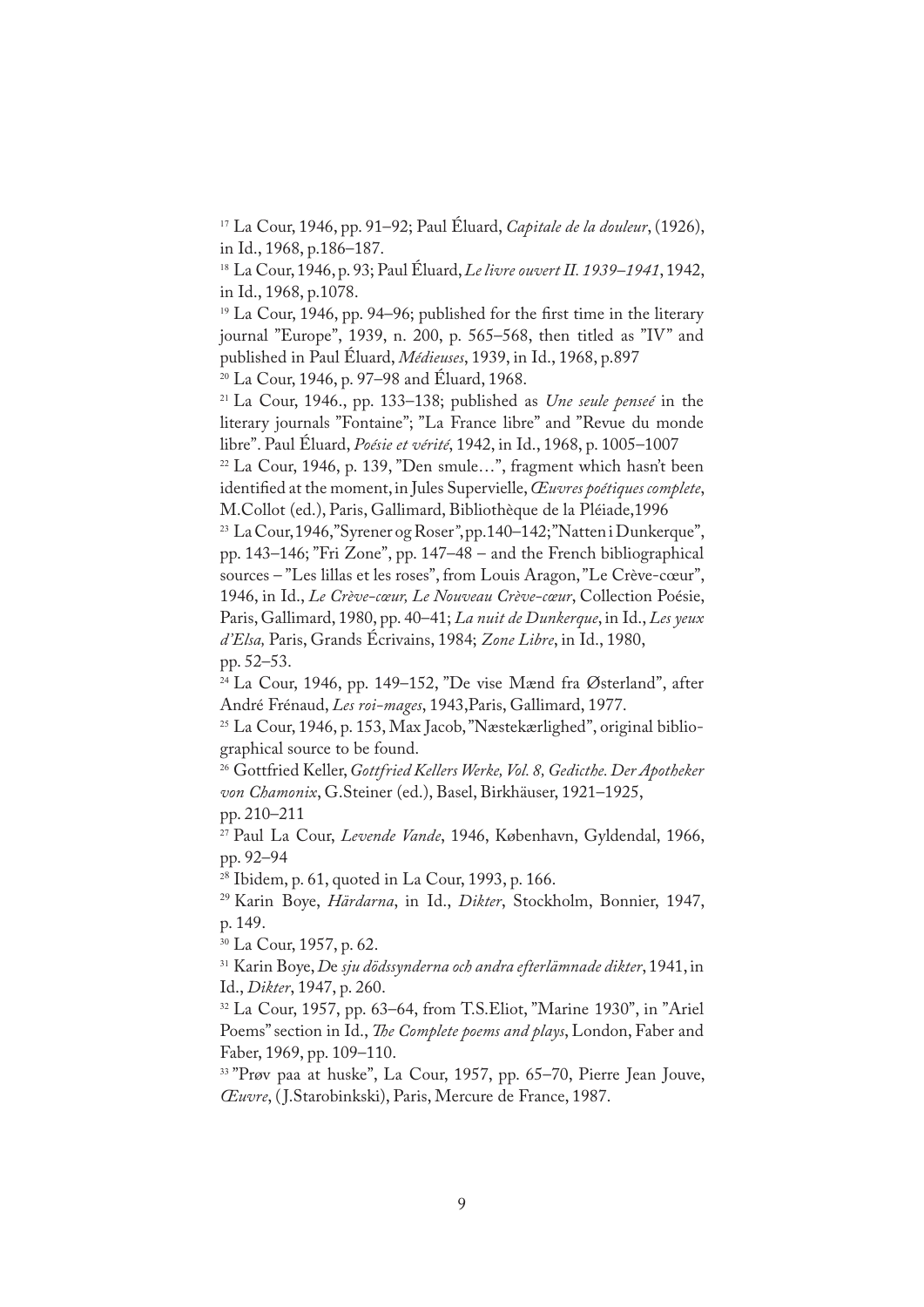[17] La Cour, 1946, pp. 91–92; Paul Éluard, *Capitale de la douleur*, (1926), in Id., 1968, p.186–187.

[18] La Cour, 1946, p. 93; Paul Éluard, *Le livre ouvert II. 1939–1941*, 1942, in Id., 1968, p.1078.

[19] La Cour, 1946, pp. 94–96; published for the first time in the literary journal "Europe", 1939, n. 200, p. 565–568, then titled as "IV" and published in Paul Éluard, *Médieuses*, 1939, in Id., 1968, p.897

[20] La Cour, 1946, p. 97–98 and Éluard, 1968.

[21] La Cour, 1946., pp. 133–138; published as *Une seule penseé* in the literary journals "Fontaine"; "La France libre" and "Revue du monde libre". Paul Éluard, *Poésie et vérité*, 1942, in Id., 1968, p. 1005–1007

[22] La Cour, 1946, p. 139, "Den smule…", fragment which hasn't been identified at the moment, in Jules Supervielle, *Œuvres poétiques complete*, M.Collot (ed.), Paris, Gallimard, Bibliothèque de la Pléiade,1996

[23] La Cour, 1946, "Syrener og Roser", pp.140–142; "Natten i Dunkerque", pp. 143–146; "Fri Zone", pp. 147–48 – and the French bibliographical sources – "Les lillas et les roses", from Louis Aragon, "Le Crève-cœur", 1946, in Id., *Le Crève-cœur, Le Nouveau Crève-cœur*, Collection Poésie, Paris, Gallimard, 1980, pp. 40–41; *La nuit de Dunkerque*, in Id., *Les yeux d'Elsa,* Paris, Grands Écrivains, 1984; *Zone Libre*, in Id., 1980, pp. 52–53.

[24] La Cour, 1946, pp. 149–152, "De vise Mænd fra Østerland", after André Frénaud, *Les roi-mages*, 1943,Paris, Gallimard, 1977.

[25] La Cour, 1946, p. 153, Max Jacob, "Næstekærlighed", original bibliographical source to be found.

[26] Gottfried Keller, *Gottfried Kellers Werke, Vol. 8, Gedicthe. Der Apotheker von Chamonix*, G.Steiner (ed.), Basel, Birkhäuser, 1921–1925, pp. 210–211

[27] Paul La Cour, *Levende Vande*, 1946, København, Gyldendal, 1966, pp. 92–94

[28] Ibidem, p. 61, quoted in La Cour, 1993, p. 166.

[29] Karin Boye, *Härdarna*, in Id., *Dikter*, Stockholm, Bonnier, 1947, p. 149.

[30] La Cour, 1957, p. 62.

[31] Karin Boye, *De sju dödssynderna och andra efterlämnade dikter*, 1941, in Id., *Dikter*, 1947, p. 260.

[32] La Cour, 1957, pp. 63–64, from T.S.Eliot, "Marine 1930", in "Ariel Poems" section in Id., *The Complete poems and plays*, London, Faber and Faber, 1969, pp. 109–110.

[33] "Prøv paa at huske", La Cour, 1957, pp. 65–70, Pierre Jean Jouve, *Œuvre*, (J.Starobinkski), Paris, Mercure de France, 1987.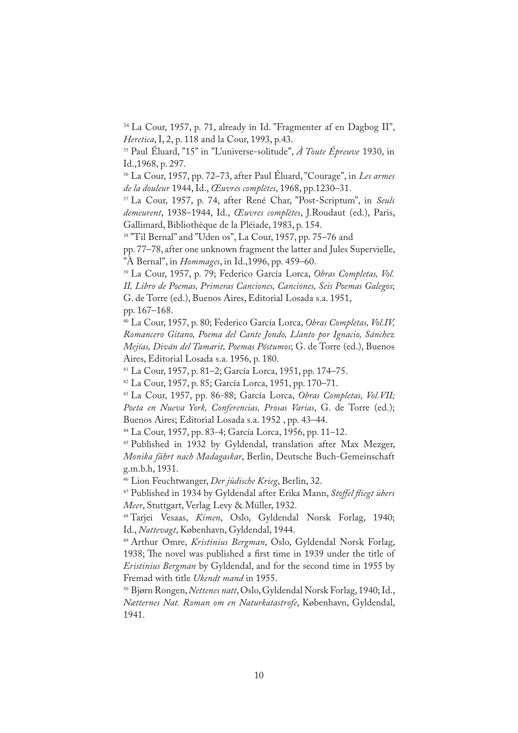[34] La Cour, 1957, p. 71, already in Id. ”Fragmenter af en Dagbog II”, *Heretica*, I, 2, p. 118 and la Cour, 1993, p.43.

[35] Paul Éluard, ”15” in ”L'universe-solitude”, *À Toute Épreuve* 1930, in Id.,1968, p. 297.

[36] La Cour, 1957, pp. 72–73, after Paul Éluard, ”Courage”, in *Les armes de la douleur* 1944, Id., *Œuvres complètes*, 1968, pp.1230–31.

[37] La Cour, 1957, p. 74, after René Char, ”Post-Scriptum”, in *Seuls demeurent*, 1938–1944, Id., *Œuvres complètes*, J.Roudaut (ed.), Paris, Gallimard, Bibliothèque de la Pléiade, 1983, p. 154.

[38] ”Til Bernal” and ”Uden os”, La Cour, 1957, pp. 75–76 and pp. 77–78, after one unknown fragment the latter and Jules Supervielle, ”À Bernal”, in *Hommages*, in Id.,1996, pp. 459–60.

[39] La Cour, 1957, p. 79; Federico García Lorca, *Obras Completas, Vol. II, Libro de Poemas, Primeras Canciones, Canciones, Seis Poemas Galegos*; G. de Torre (ed.), Buenos Aires, Editorial Losada s.a. 1951, pp. 167–168.

[40] La Cour, 1957, p. 80; Federico García Lorca, *Obras Completas, Vol.IV, Romancero Gitano, Poema del Cante Jondo, Llanto por Ignacio, Sánchez Mejías, Diván del Tamarit, Poemas Póstumos*; G. de Torre (ed.), Buenos Aires, Editorial Losada s.a. 1956, p. 180.

[41] La Cour, 1957, p. 81–2; García Lorca, 1951, pp. 174–75.

[42] La Cour, 1957, p. 85; García Lorca, 1951, pp. 170–71.

[43] La Cour, 1957, pp. 86-88; García Lorca, *Obras Completas, Vol.VII; Poeta en Nueva York, Conferencias, Prosas Varias*, G. de Torre (ed.); Buenos Aires; Editorial Losada s.a. 1952 , pp. 43–44.

[44] La Cour, 1957, pp. 83-4; García Lorca, 1956, pp. 11–12.

[45] Published in 1932 by Gyldendal, translation after Max Mezger, *Monika fährt nach Madagaskar*, Berlin, Deutsche Buch-Gemeinschaft g.m.b.h, 1931.

[46] Lion Feuchtwanger, *Der jüdische Krieg*, Berlin, 32.

[47] Published in 1934 by Gyldendal after Erika Mann, *Stoffel fliegt übers Meer*, Stuttgart, Verlag Levy & Müller, 1932.

[48] Tarjei Vesaas, *Kimen*, Oslo, Gyldendal Norsk Forlag, 1940; Id., *Nattevagt*, København, Gyldendal, 1944.

[49] Arthur Omre, *Kristinius Bergman*, Oslo, Gyldendal Norsk Forlag, 1938; The novel was published a first time in 1939 under the title of *Eristinius Bergman* by Gyldendal, and for the second time in 1955 by Fremad with title *Ukendt mand* in 1955.

[50] Bjørn Rongen, *Nettenes natt*, Oslo, Gyldendal Norsk Forlag, 1940; Id., *Nætternes Nat. Roman om en Naturkatastrofe*, København, Gyldendal, 1941.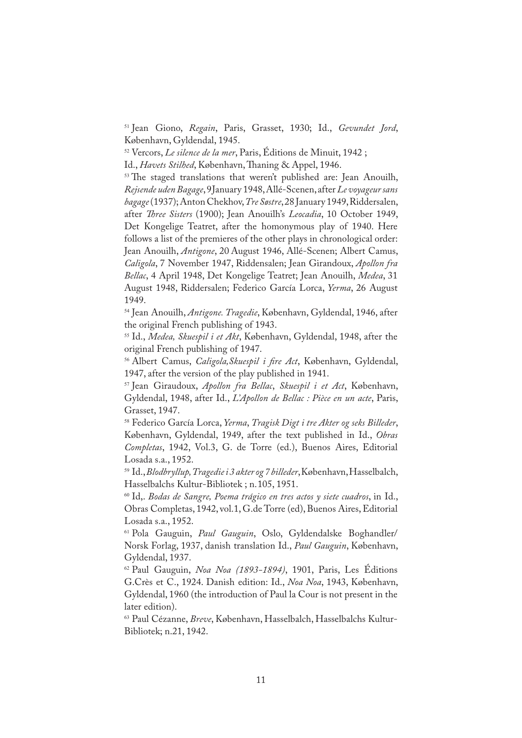[51] Jean Giono, *Regain*, Paris, Grasset, 1930; Id., *Gevundet Jord*, København, Gyldendal, 1945.

[52] Vercors, *Le silence de la mer*, Paris, Éditions de Minuit, 1942 ; Id., *Havets Stilhed*, København, Thaning & Appel, 1946.

[53] The staged translations that weren't published are: Jean Anouilh, *Rejsende uden Bagage*, 9 January 1948, Allé-Scenen, after *Le voyageur sans bagage* (1937); Anton Chekhov, *Tre Søstre*, 28 January 1949, Riddersalen, after *Three Sisters* (1900); Jean Anouilh's *Leocadia*, 10 October 1949, Det Kongelige Teatret, after the homonymous play of 1940. Here follows a list of the premieres of the other plays in chronological order: Jean Anouilh, *Antigone*, 20 August 1946, Allé-Scenen; Albert Camus, *Caligola*, 7 November 1947, Riddensalen; Jean Girandoux, *Apollon fra Bellac*, 4 April 1948, Det Kongelige Teatret; Jean Anouilh, *Medea*, 31 August 1948, Riddersalen; Federico García Lorca, *Yerma*, 26 August 1949.

[54] Jean Anouilh, *Antigone. Tragedie*, København, Gyldendal, 1946, after the original French publishing of 1943.

[55] Id., *Medea, Skuespil i et Akt*, København, Gyldendal, 1948, after the original French publishing of 1947.

[56] Albert Camus, *Caligola, Skuespil i fire Act*, København, Gyldendal, 1947, after the version of the play published in 1941.

[57] Jean Giraudoux, *Apollon fra Bellac*, *Skuespil i et Act*, København, Gyldendal, 1948, after Id., *L'Apollon de Bellac : Pièce en un acte*, Paris, Grasset, 1947.

[58] Federico García Lorca, *Yerma*, *Tragisk Digt i tre Akter og seks Billeder*, København, Gyldendal, 1949, after the text published in Id., *Obras Completas*, 1942, Vol.3, G. de Torre (ed.), Buenos Aires, Editorial Losada s.a., 1952.

[59] Id., *Blodbryllup, Tragedie i 3 akter og 7 billeder*, København, Hasselbalch, Hasselbalchs Kultur-Bibliotek ; n.105, 1951.

[60] Id,. *Bodas de Sangre, Poema trágico en tres actos y siete cuadros*, in Id., Obras Completas, 1942, vol.1, G.de Torre (ed), Buenos Aires, Editorial Losada s.a., 1952.

[61] Pola Gauguin, *Paul Gauguin*, Oslo, Gyldendalske Boghandler/ Norsk Forlag, 1937, danish translation Id., *Paul Gauguin*, København, Gyldendal, 1937.

[62] Paul Gauguin, *Noa Noa (1893-1894)*, 1901, Paris, Les Éditions G.Crès et C., 1924. Danish edition: Id., *Noa Noa*, 1943, København, Gyldendal, 1960 (the introduction of Paul la Cour is not present in the later edition).

[63] Paul Cézanne, *Breve*, København, Hasselbalch, Hasselbalchs Kultur-Bibliotek; n.21, 1942.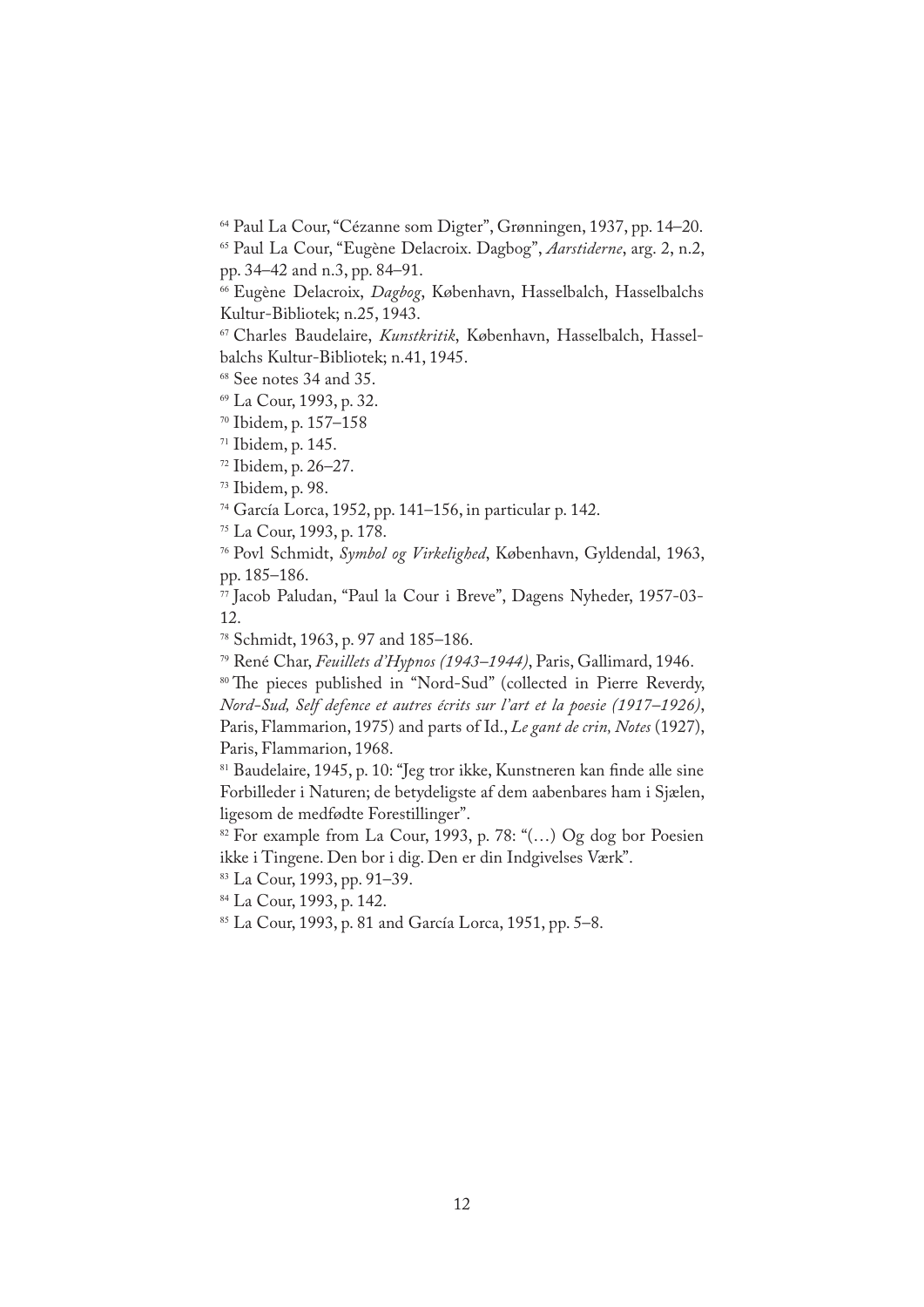[64] Paul La Cour, "Cézanne som Digter", Grønningen, 1937, pp. 14–20.

[65] Paul La Cour, "Eugène Delacroix. Dagbog", *Aarstiderne*, arg. 2, n.2, pp. 34–42 and n.3, pp. 84–91.

[66] Eugène Delacroix, *Dagbog*, København, Hasselbalch, Hasselbalchs Kultur-Bibliotek; n.25, 1943.

[67] Charles Baudelaire, *Kunstkritik*, København, Hasselbalch, Hasselbalchs Kultur-Bibliotek; n.41, 1945.

[68] See notes 34 and 35.

[69] La Cour, 1993, p. 32.

[70] Ibidem, p. 157–158

[71] Ibidem, p. 145.

[72] Ibidem, p. 26–27.

[73] Ibidem, p. 98.

[74] García Lorca, 1952, pp. 141–156, in particular p. 142.

[75] La Cour, 1993, p. 178.

[76] Povl Schmidt, *Symbol og Virkelighed*, København, Gyldendal, 1963, pp. 185–186.

[77] Jacob Paludan, "Paul la Cour i Breve", Dagens Nyheder, 1957-03-12.

[78] Schmidt, 1963, p. 97 and 185–186.

[79] René Char, *Feuillets d'Hypnos (1943–1944)*, Paris, Gallimard, 1946.

[80] The pieces published in "Nord-Sud" (collected in Pierre Reverdy, *Nord-Sud, Self defence et autres écrits sur l'art et la poesie (1917–1926)*, Paris, Flammarion, 1975) and parts of Id., *Le gant de crin, Notes* (1927), Paris, Flammarion, 1968.

[81] Baudelaire, 1945, p. 10: "Jeg tror ikke, Kunstneren kan finde alle sine Forbilleder i Naturen; de betydeligste af dem aabenbares ham i Sjælen, ligesom de medfødte Forestillinger".

[82] For example from La Cour, 1993, p. 78: "(…) Og dog bor Poesien ikke i Tingene. Den bor i dig. Den er din Indgivelses Værk".

[83] La Cour, 1993, pp. 91–39.

[84] La Cour, 1993, p. 142.

[85] La Cour, 1993, p. 81 and García Lorca, 1951, pp. 5–8.